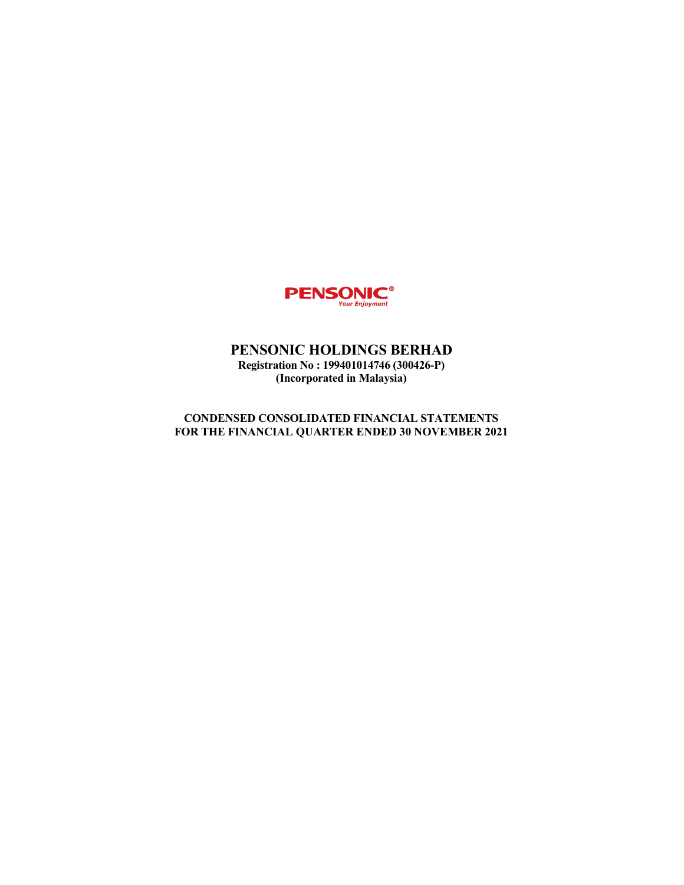PENSONIC®
*Your Enjoyment*

# PENSONIC HOLDINGS BERHAD

**Registration No : 199401014746 (300426-P)**
**(Incorporated in Malaysia)**

**CONDENSED CONSOLIDATED FINANCIAL STATEMENTS**
**FOR THE FINANCIAL QUARTER ENDED 30 NOVEMBER 2021**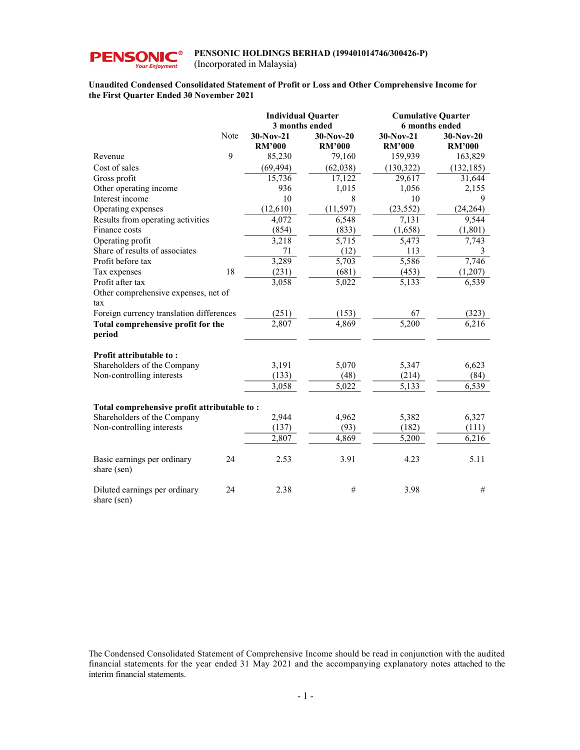**PENSONIC HOLDINGS BERHAD (199401014746/300426-P)**
(Incorporated in Malaysia)

**Unaudited Condensed Consolidated Statement of Profit or Loss and Other Comprehensive Income for the First Quarter Ended 30 November 2021**

| | Note | Individual Quarter 3 months ended | | Cumulative Quarter 6 months ended | |
|---|---|---|---|---|---|
| | | **30-Nov-21 RM'000** | **30-Nov-20 RM'000** | **30-Nov-21 RM'000** | **30-Nov-20 RM'000** |
| Revenue | 9 | 85,230 | 79,160 | 159,939 | 163,829 |
| Cost of sales | | (69,494) | (62,038) | (130,322) | (132,185) |
| Gross profit | | 15,736 | 17,122 | 29,617 | 31,644 |
| Other operating income | | 936 | 1,015 | 1,056 | 2,155 |
| Interest income | | 10 | 8 | 10 | 9 |
| Operating expenses | | (12,610) | (11,597) | (23,552) | (24,264) |
| Results from operating activities | | 4,072 | 6,548 | 7,131 | 9,544 |
| Finance costs | | (854) | (833) | (1,658) | (1,801) |
| Operating profit | | 3,218 | 5,715 | 5,473 | 7,743 |
| Share of results of associates | | 71 | (12) | 113 | 3 |
| Profit before tax | | 3,289 | 5,703 | 5,586 | 7,746 |
| Tax expenses | 18 | (231) | (681) | (453) | (1,207) |
| Profit after tax | | 3,058 | 5,022 | 5,133 | 6,539 |
| Other comprehensive expenses, net of tax | | | | | |
| Foreign currency translation differences | | (251) | (153) | 67 | (323) |
| **Total comprehensive profit for the period** | | 2,807 | 4,869 | 5,200 | 6,216 |
| | | | | | |
| **Profit attributable to :** | | | | | |
| Shareholders of the Company | | 3,191 | 5,070 | 5,347 | 6,623 |
| Non-controlling interests | | (133) | (48) | (214) | (84) |
| | | 3,058 | 5,022 | 5,133 | 6,539 |
| | | | | | |
| **Total comprehensive profit attributable to :** | | | | | |
| Shareholders of the Company | | 2,944 | 4,962 | 5,382 | 6,327 |
| Non-controlling interests | | (137) | (93) | (182) | (111) |
| | | 2,807 | 4,869 | 5,200 | 6,216 |
| | | | | | |
| Basic earnings per ordinary share (sen) | 24 | 2.53 | 3.91 | 4.23 | 5.11 |
| Diluted earnings per ordinary share (sen) | 24 | 2.38 | # | 3.98 | # |

The Condensed Consolidated Statement of Comprehensive Income should be read in conjunction with the audited financial statements for the year ended 31 May 2021 and the accompanying explanatory notes attached to the interim financial statements.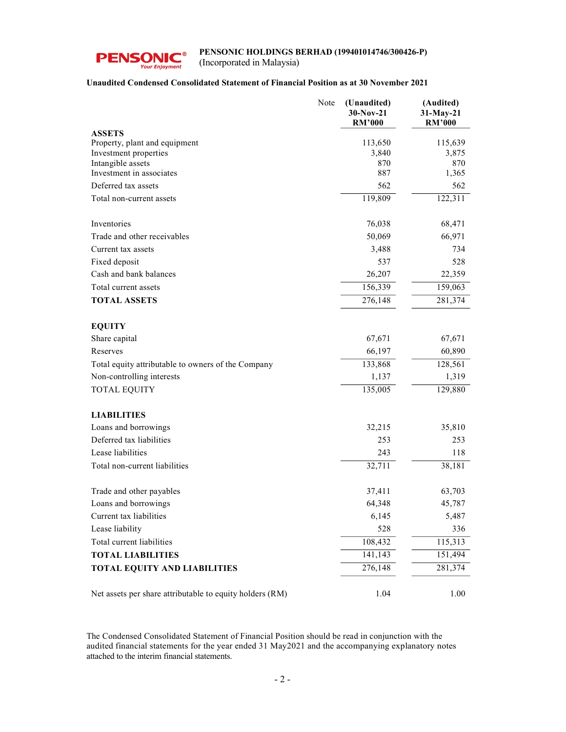**PENSONIC HOLDINGS BERHAD (199401014746/300426-P)**
(Incorporated in Malaysia)

**Unaudited Condensed Consolidated Statement of Financial Position as at 30 November 2021**

| | Note | (Unaudited) 30-Nov-21 RM'000 | (Audited) 31-May-21 RM'000 |
|---|---|---|---|
| **ASSETS** | | | |
| Property, plant and equipment | | 113,650 | 115,639 |
| Investment properties | | 3,840 | 3,875 |
| Intangible assets | | 870 | 870 |
| Investment in associates | | 887 | 1,365 |
| Deferred tax assets | | 562 | 562 |
| Total non-current assets | | 119,809 | 122,311 |
| | | | |
| Inventories | | 76,038 | 68,471 |
| Trade and other receivables | | 50,069 | 66,971 |
| Current tax assets | | 3,488 | 734 |
| Fixed deposit | | 537 | 528 |
| Cash and bank balances | | 26,207 | 22,359 |
| Total current assets | | 156,339 | 159,063 |
| **TOTAL ASSETS** | | 276,148 | 281,374 |
| | | | |
| **EQUITY** | | | |
| Share capital | | 67,671 | 67,671 |
| Reserves | | 66,197 | 60,890 |
| Total equity attributable to owners of the Company | | 133,868 | 128,561 |
| Non-controlling interests | | 1,137 | 1,319 |
| TOTAL EQUITY | | 135,005 | 129,880 |
| | | | |
| **LIABILITIES** | | | |
| Loans and borrowings | | 32,215 | 35,810 |
| Deferred tax liabilities | | 253 | 253 |
| Lease liabilities | | 243 | 118 |
| Total non-current liabilities | | 32,711 | 38,181 |
| | | | |
| Trade and other payables | | 37,411 | 63,703 |
| Loans and borrowings | | 64,348 | 45,787 |
| Current tax liabilities | | 6,145 | 5,487 |
| Lease liability | | 528 | 336 |
| Total current liabilities | | 108,432 | 115,313 |
| **TOTAL LIABILITIES** | | 141,143 | 151,494 |
| **TOTAL EQUITY AND LIABILITIES** | | 276,148 | 281,374 |
| | | | |
| Net assets per share attributable to equity holders (RM) | | 1.04 | 1.00 |

The Condensed Consolidated Statement of Financial Position should be read in conjunction with the audited financial statements for the year ended 31 May2021 and the accompanying explanatory notes attached to the interim financial statements.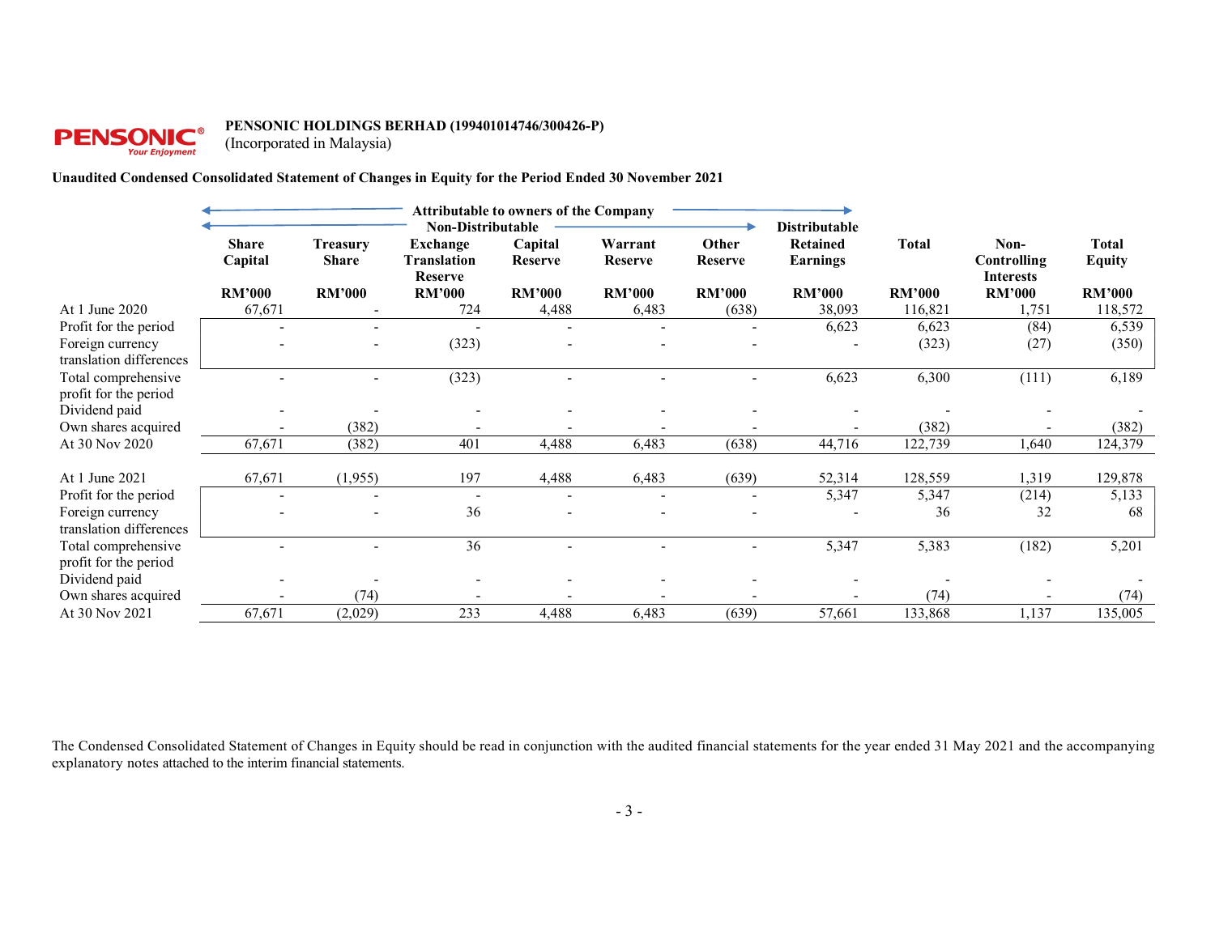**PENSONIC HOLDINGS BERHAD (199401014746/300426-P)**
(Incorporated in Malaysia)

**Unaudited Condensed Consolidated Statement of Changes in Equity for the Period Ended 30 November 2021**

| | Attributable to owners of the Company | | | | | | | | | |
|---|---|---|---|---|---|---|---|---|---|---|
| | Non-Distributable | | | | | | Distributable | | | |
| | Share Capital | Treasury Share | Exchange Translation Reserve | Capital Reserve | Warrant Reserve | Other Reserve | Retained Earnings | Total | Non-Controlling Interests | Total Equity |
| | RM'000 | RM'000 | RM'000 | RM'000 | RM'000 | RM'000 | RM'000 | RM'000 | RM'000 | RM'000 |
| At 1 June 2020 | 67,671 | - | 724 | 4,488 | 6,483 | (638) | 38,093 | 116,821 | 1,751 | 118,572 |
| Profit for the period | - | - | - | - | - | - | 6,623 | 6,623 | (84) | 6,539 |
| Foreign currency translation differences | - | - | (323) | - | - | - | - | (323) | (27) | (350) |
| Total comprehensive profit for the period | - | - | (323) | - | - | - | 6,623 | 6,300 | (111) | 6,189 |
| Dividend paid | - | - | - | - | - | - | - | - | - | - |
| Own shares acquired | - | (382) | - | - | - | - | - | (382) | - | (382) |
| At 30 Nov 2020 | 67,671 | (382) | 401 | 4,488 | 6,483 | (638) | 44,716 | 122,739 | 1,640 | 124,379 |
| | | | | | | | | | | |
| At 1 June 2021 | 67,671 | (1,955) | 197 | 4,488 | 6,483 | (639) | 52,314 | 128,559 | 1,319 | 129,878 |
| Profit for the period | - | - | - | - | - | - | 5,347 | 5,347 | (214) | 5,133 |
| Foreign currency translation differences | - | - | 36 | - | - | - | - | 36 | 32 | 68 |
| Total comprehensive profit for the period | - | - | 36 | - | - | - | 5,347 | 5,383 | (182) | 5,201 |
| Dividend paid | - | - | - | - | - | - | - | - | - | - |
| Own shares acquired | - | (74) | - | - | - | - | - | (74) | - | (74) |
| At 30 Nov 2021 | 67,671 | (2,029) | 233 | 4,488 | 6,483 | (639) | 57,661 | 133,868 | 1,137 | 135,005 |

The Condensed Consolidated Statement of Changes in Equity should be read in conjunction with the audited financial statements for the year ended 31 May 2021 and the accompanying explanatory notes attached to the interim financial statements.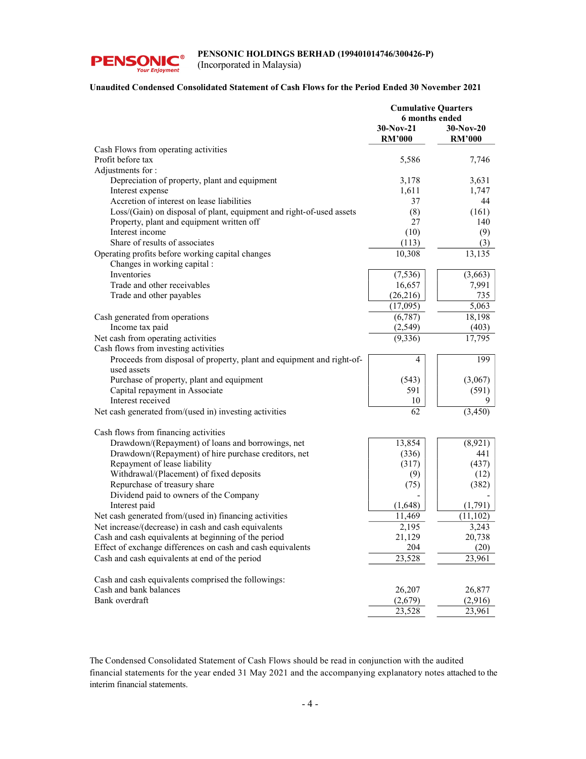**PENSONIC HOLDINGS BERHAD (199401014746/300426-P)**
(Incorporated in Malaysia)

**Unaudited Condensed Consolidated Statement of Cash Flows for the Period Ended 30 November 2021**

| | **Cumulative Quarters 6 months ended** | |
|---|---|---|
| | **30-Nov-21 RM'000** | **30-Nov-20 RM'000** |
| Cash Flows from operating activities | | |
| Profit before tax | 5,586 | 7,746 |
| Adjustments for : | | |
| Depreciation of property, plant and equipment | 3,178 | 3,631 |
| Interest expense | 1,611 | 1,747 |
| Accretion of interest on lease liabilities | 37 | 44 |
| Loss/(Gain) on disposal of plant, equipment and right-of-used assets | (8) | (161) |
| Property, plant and equipment written off | 27 | 140 |
| Interest income | (10) | (9) |
| Share of results of associates | (113) | (3) |
| Operating profits before working capital changes | 10,308 | 13,135 |
| Changes in working capital : | | |
| Inventories | (7,536) | (3,663) |
| Trade and other receivables | 16,657 | 7,991 |
| Trade and other payables | (26,216) | 735 |
| | (17,095) | 5,063 |
| Cash generated from operations | (6,787) | 18,198 |
| Income tax paid | (2,549) | (403) |
| Net cash from operating activities | (9,336) | 17,795 |
| Cash flows from investing activities | | |
| Proceeds from disposal of property, plant and equipment and right-of-used assets | 4 | 199 |
| Purchase of property, plant and equipment | (543) | (3,067) |
| Capital repayment in Associate | 591 | (591) |
| Interest received | 10 | 9 |
| Net cash generated from/(used in) investing activities | 62 | (3,450) |
| | | |
| Cash flows from financing activities | | |
| Drawdown/(Repayment) of loans and borrowings, net | 13,854 | (8,921) |
| Drawdown/(Repayment) of hire purchase creditors, net | (336) | 441 |
| Repayment of lease liability | (317) | (437) |
| Withdrawal/(Placement) of fixed deposits | (9) | (12) |
| Repurchase of treasury share | (75) | (382) |
| Dividend paid to owners of the Company | - | - |
| Interest paid | (1,648) | (1,791) |
| Net cash generated from/(used in) financing activities | 11,469 | (11,102) |
| Net increase/(decrease) in cash and cash equivalents | 2,195 | 3,243 |
| Cash and cash equivalents at beginning of the period | 21,129 | 20,738 |
| Effect of exchange differences on cash and cash equivalents | 204 | (20) |
| Cash and cash equivalents at end of the period | 23,528 | 23,961 |
| | | |
| Cash and cash equivalents comprised the followings: | | |
| Cash and bank balances | 26,207 | 26,877 |
| Bank overdraft | (2,679) | (2,916) |
| | 23,528 | 23,961 |

The Condensed Consolidated Statement of Cash Flows should be read in conjunction with the audited financial statements for the year ended 31 May 2021 and the accompanying explanatory notes attached to the interim financial statements.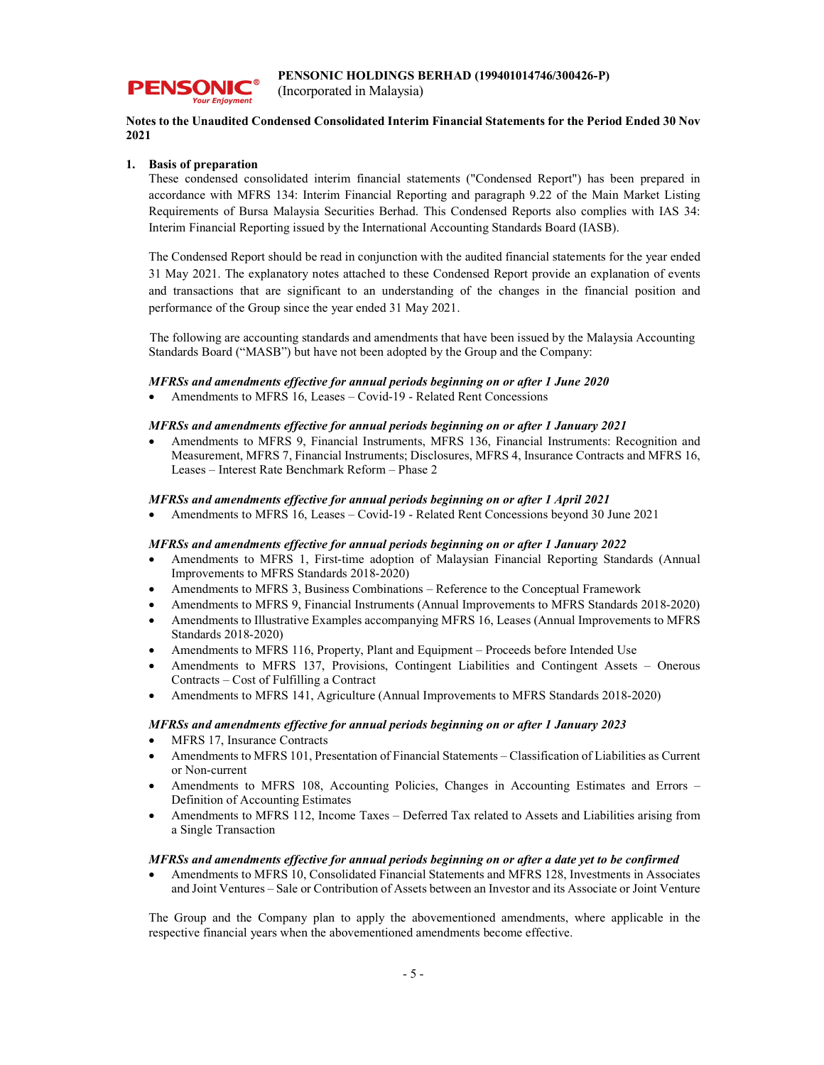**PENSONIC HOLDINGS BERHAD (199401014746/300426-P)**
(Incorporated in Malaysia)

**Notes to the Unaudited Condensed Consolidated Interim Financial Statements for the Period Ended 30 Nov 2021**

## 1. Basis of preparation

These condensed consolidated interim financial statements ("Condensed Report") has been prepared in accordance with MFRS 134: Interim Financial Reporting and paragraph 9.22 of the Main Market Listing Requirements of Bursa Malaysia Securities Berhad. This Condensed Reports also complies with IAS 34: Interim Financial Reporting issued by the International Accounting Standards Board (IASB).

The Condensed Report should be read in conjunction with the audited financial statements for the year ended 31 May 2021. The explanatory notes attached to these Condensed Report provide an explanation of events and transactions that are significant to an understanding of the changes in the financial position and performance of the Group since the year ended 31 May 2021.

The following are accounting standards and amendments that have been issued by the Malaysia Accounting Standards Board ("MASB") but have not been adopted by the Group and the Company:

***MFRSs and amendments effective for annual periods beginning on or after 1 June 2020***

- Amendments to MFRS 16, Leases – Covid-19 - Related Rent Concessions

***MFRSs and amendments effective for annual periods beginning on or after 1 January 2021***

- Amendments to MFRS 9, Financial Instruments, MFRS 136, Financial Instruments: Recognition and Measurement, MFRS 7, Financial Instruments; Disclosures, MFRS 4, Insurance Contracts and MFRS 16, Leases – Interest Rate Benchmark Reform – Phase 2

***MFRSs and amendments effective for annual periods beginning on or after 1 April 2021***

- Amendments to MFRS 16, Leases – Covid-19 - Related Rent Concessions beyond 30 June 2021

***MFRSs and amendments effective for annual periods beginning on or after 1 January 2022***

- Amendments to MFRS 1, First-time adoption of Malaysian Financial Reporting Standards (Annual Improvements to MFRS Standards 2018-2020)
- Amendments to MFRS 3, Business Combinations – Reference to the Conceptual Framework
- Amendments to MFRS 9, Financial Instruments (Annual Improvements to MFRS Standards 2018-2020)
- Amendments to Illustrative Examples accompanying MFRS 16, Leases (Annual Improvements to MFRS Standards 2018-2020)
- Amendments to MFRS 116, Property, Plant and Equipment – Proceeds before Intended Use
- Amendments to MFRS 137, Provisions, Contingent Liabilities and Contingent Assets – Onerous Contracts – Cost of Fulfilling a Contract
- Amendments to MFRS 141, Agriculture (Annual Improvements to MFRS Standards 2018-2020)

***MFRSs and amendments effective for annual periods beginning on or after 1 January 2023***

- MFRS 17, Insurance Contracts
- Amendments to MFRS 101, Presentation of Financial Statements – Classification of Liabilities as Current or Non-current
- Amendments to MFRS 108, Accounting Policies, Changes in Accounting Estimates and Errors – Definition of Accounting Estimates
- Amendments to MFRS 112, Income Taxes – Deferred Tax related to Assets and Liabilities arising from a Single Transaction

***MFRSs and amendments effective for annual periods beginning on or after a date yet to be confirmed***

- Amendments to MFRS 10, Consolidated Financial Statements and MFRS 128, Investments in Associates and Joint Ventures – Sale or Contribution of Assets between an Investor and its Associate or Joint Venture

The Group and the Company plan to apply the abovementioned amendments, where applicable in the respective financial years when the abovementioned amendments become effective.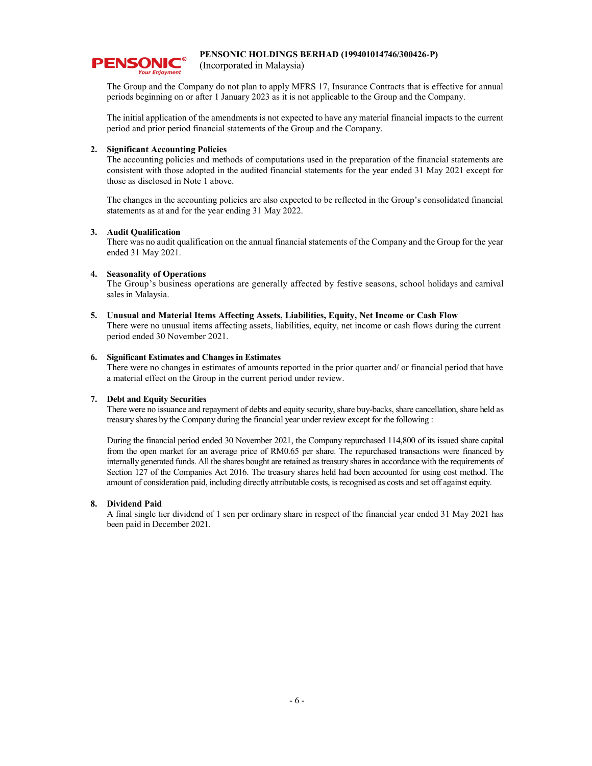The Group and the Company do not plan to apply MFRS 17, Insurance Contracts that is effective for annual periods beginning on or after 1 January 2023 as it is not applicable to the Group and the Company.

The initial application of the amendments is not expected to have any material financial impacts to the current period and prior period financial statements of the Group and the Company.

**2. Significant Accounting Policies**

The accounting policies and methods of computations used in the preparation of the financial statements are consistent with those adopted in the audited financial statements for the year ended 31 May 2021 except for those as disclosed in Note 1 above.

The changes in the accounting policies are also expected to be reflected in the Group's consolidated financial statements as at and for the year ending 31 May 2022.

**3. Audit Qualification**

There was no audit qualification on the annual financial statements of the Company and the Group for the year ended 31 May 2021.

**4. Seasonality of Operations**

The Group's business operations are generally affected by festive seasons, school holidays and carnival sales in Malaysia.

**5. Unusual and Material Items Affecting Assets, Liabilities, Equity, Net Income or Cash Flow**

There were no unusual items affecting assets, liabilities, equity, net income or cash flows during the current period ended 30 November 2021.

**6. Significant Estimates and Changes in Estimates**

There were no changes in estimates of amounts reported in the prior quarter and/ or financial period that have a material effect on the Group in the current period under review.

**7. Debt and Equity Securities**

There were no issuance and repayment of debts and equity security, share buy-backs, share cancellation, share held as treasury shares by the Company during the financial year under review except for the following :

During the financial period ended 30 November 2021, the Company repurchased 114,800 of its issued share capital from the open market for an average price of RM0.65 per share. The repurchased transactions were financed by internally generated funds. All the shares bought are retained as treasury shares in accordance with the requirements of Section 127 of the Companies Act 2016. The treasury shares held had been accounted for using cost method. The amount of consideration paid, including directly attributable costs, is recognised as costs and set off against equity.

**8. Dividend Paid**

A final single tier dividend of 1 sen per ordinary share in respect of the financial year ended 31 May 2021 has been paid in December 2021.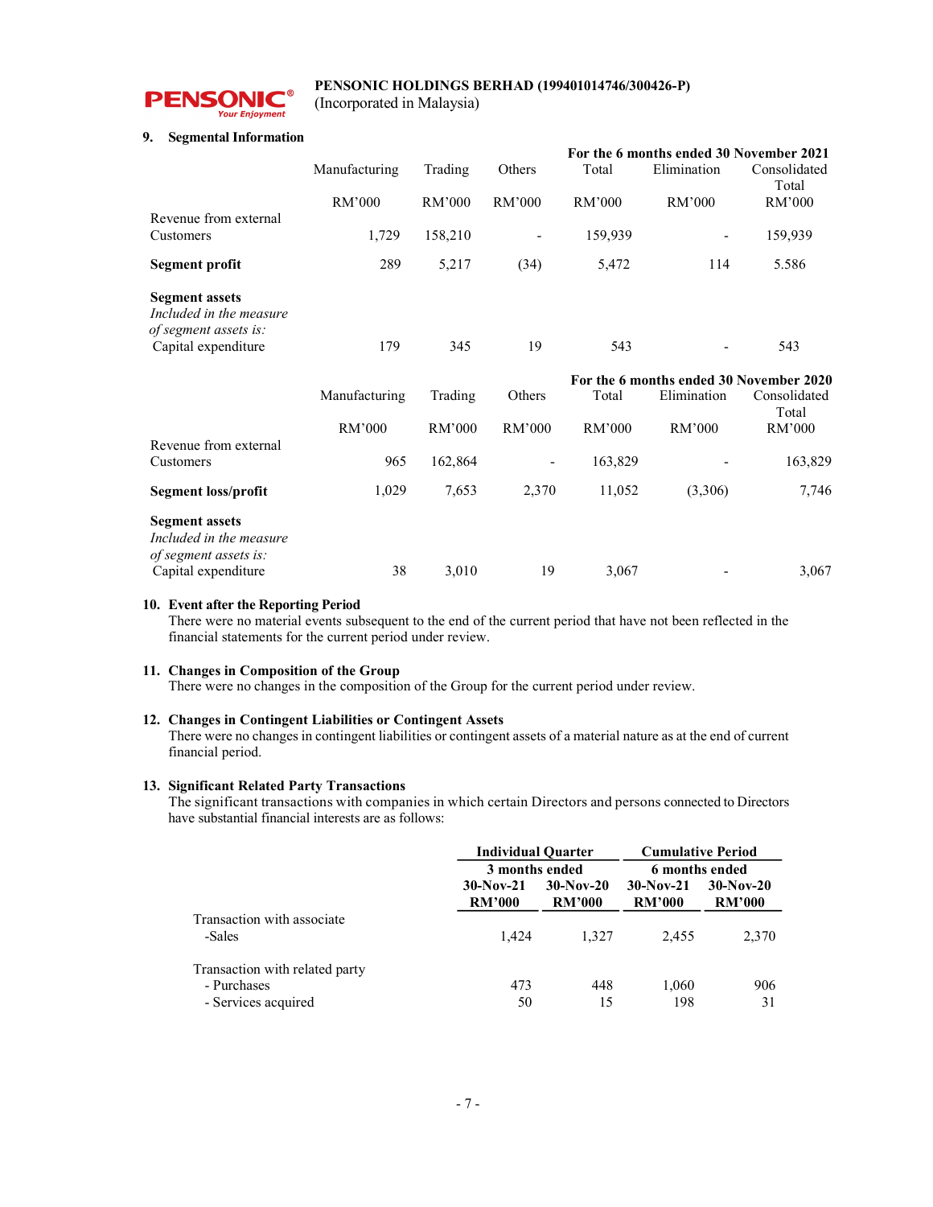**PENSONIC HOLDINGS BERHAD (199401014746/300426-P)**
(Incorporated in Malaysia)

## 9. Segmental Information

| | For the 6 months ended 30 November 2021 | | | | | |
|---|---|---|---|---|---|---|
| | Manufacturing | Trading | Others | Total | Elimination | Consolidated Total |
| | RM'000 | RM'000 | RM'000 | RM'000 | RM'000 | RM'000 |
| Revenue from external Customers | 1,729 | 158,210 | - | 159,939 | - | 159,939 |
| **Segment profit** | 289 | 5,217 | (34) | 5,472 | 114 | 5.586 |
| **Segment assets** | | | | | | |
| *Included in the measure of segment assets is:* | | | | | | |
| Capital expenditure | 179 | 345 | 19 | 543 | - | 543 |

| | For the 6 months ended 30 November 2020 | | | | | |
|---|---|---|---|---|---|---|
| | Manufacturing | Trading | Others | Total | Elimination | Consolidated Total |
| | RM'000 | RM'000 | RM'000 | RM'000 | RM'000 | RM'000 |
| Revenue from external Customers | 965 | 162,864 | - | 163,829 | - | 163,829 |
| **Segment loss/profit** | 1,029 | 7,653 | 2,370 | 11,052 | (3,306) | 7,746 |
| **Segment assets** | | | | | | |
| *Included in the measure of segment assets is:* | | | | | | |
| Capital expenditure | 38 | 3,010 | 19 | 3,067 | - | 3,067 |

## 10. Event after the Reporting Period

There were no material events subsequent to the end of the current period that have not been reflected in the financial statements for the current period under review.

## 11. Changes in Composition of the Group

There were no changes in the composition of the Group for the current period under review.

## 12. Changes in Contingent Liabilities or Contingent Assets

There were no changes in contingent liabilities or contingent assets of a material nature as at the end of current financial period.

## 13. Significant Related Party Transactions

The significant transactions with companies in which certain Directors and persons connected to Directors have substantial financial interests are as follows:

| | **Individual Quarter** | | **Cumulative Period** | |
|---|---|---|---|---|
| | **3 months ended** | | **6 months ended** | |
| | **30-Nov-21 RM'000** | **30-Nov-20 RM'000** | **30-Nov-21 RM'000** | **30-Nov-20 RM'000** |
| Transaction with associate | | | | |
| -Sales | 1,424 | 1,327 | 2,455 | 2,370 |
| Transaction with related party | | | | |
| - Purchases | 473 | 448 | 1,060 | 906 |
| - Services acquired | 50 | 15 | 198 | 31 |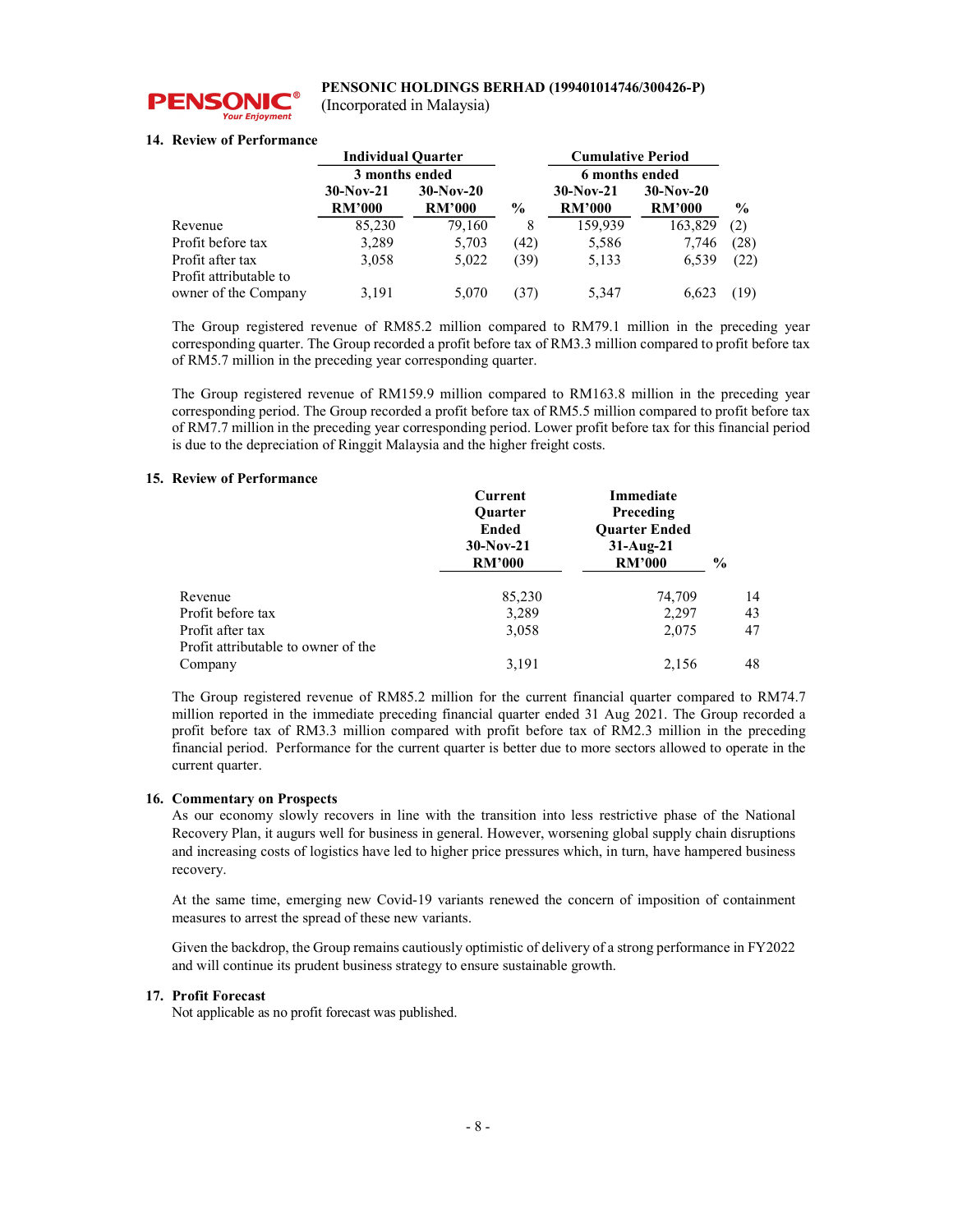**PENSONIC HOLDINGS BERHAD (199401014746/300426-P)**
(Incorporated in Malaysia)

### 14. Review of Performance

| | Individual Quarter | | | Cumulative Period | | |
|---|---|---|---|---|---|---|
| | 3 months ended | | | 6 months ended | | |
| | 30-Nov-21 | 30-Nov-20 | | 30-Nov-21 | 30-Nov-20 | |
| | RM'000 | RM'000 | % | RM'000 | RM'000 | % |
| Revenue | 85,230 | 79,160 | 8 | 159,939 | 163,829 | (2) |
| Profit before tax | 3,289 | 5,703 | (42) | 5,586 | 7,746 | (28) |
| Profit after tax | 3,058 | 5,022 | (39) | 5,133 | 6,539 | (22) |
| Profit attributable to owner of the Company | 3,191 | 5,070 | (37) | 5,347 | 6,623 | (19) |

The Group registered revenue of RM85.2 million compared to RM79.1 million in the preceding year corresponding quarter. The Group recorded a profit before tax of RM3.3 million compared to profit before tax of RM5.7 million in the preceding year corresponding quarter.

The Group registered revenue of RM159.9 million compared to RM163.8 million in the preceding year corresponding period. The Group recorded a profit before tax of RM5.5 million compared to profit before tax of RM7.7 million in the preceding year corresponding period. Lower profit before tax for this financial period is due to the depreciation of Ringgit Malaysia and the higher freight costs.

### 15. Review of Performance

| | Current Quarter Ended 30-Nov-21 RM'000 | Immediate Preceding Quarter Ended 31-Aug-21 RM'000 | % |
|---|---|---|---|
| Revenue | 85,230 | 74,709 | 14 |
| Profit before tax | 3,289 | 2,297 | 43 |
| Profit after tax | 3,058 | 2,075 | 47 |
| Profit attributable to owner of the Company | 3,191 | 2,156 | 48 |

The Group registered revenue of RM85.2 million for the current financial quarter compared to RM74.7 million reported in the immediate preceding financial quarter ended 31 Aug 2021. The Group recorded a profit before tax of RM3.3 million compared with profit before tax of RM2.3 million in the preceding financial period. Performance for the current quarter is better due to more sectors allowed to operate in the current quarter.

### 16. Commentary on Prospects

As our economy slowly recovers in line with the transition into less restrictive phase of the National Recovery Plan, it augurs well for business in general. However, worsening global supply chain disruptions and increasing costs of logistics have led to higher price pressures which, in turn, have hampered business recovery.

At the same time, emerging new Covid-19 variants renewed the concern of imposition of containment measures to arrest the spread of these new variants.

Given the backdrop, the Group remains cautiously optimistic of delivery of a strong performance in FY2022 and will continue its prudent business strategy to ensure sustainable growth.

### 17. Profit Forecast

Not applicable as no profit forecast was published.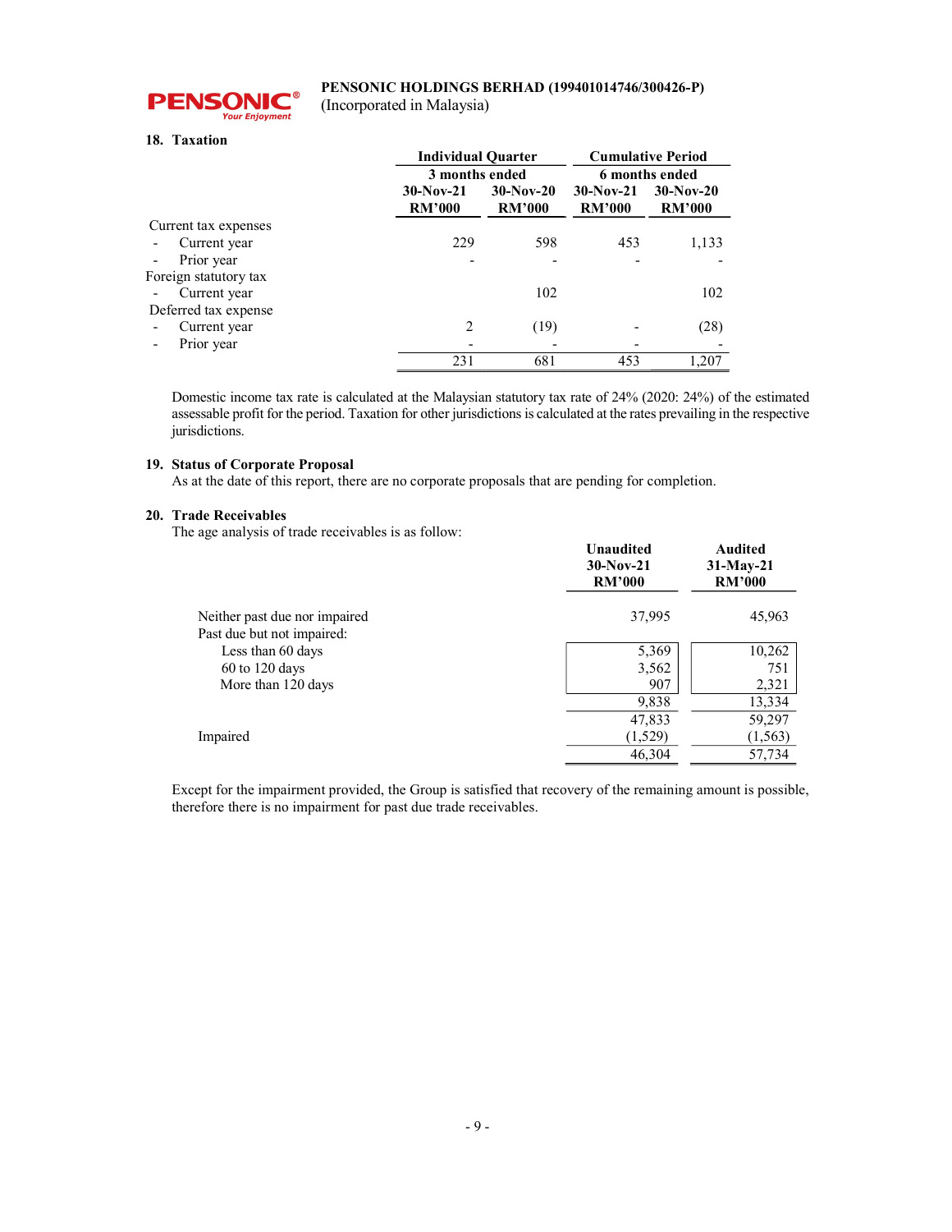## 18. Taxation

| | Individual Quarter | | Cumulative Period | |
|---|---|---|---|---|
| | 3 months ended | | 6 months ended | |
| | 30-Nov-21 RM'000 | 30-Nov-20 RM'000 | 30-Nov-21 RM'000 | 30-Nov-20 RM'000 |
| Current tax expenses | | | | |
| - Current year | 229 | 598 | 453 | 1,133 |
| - Prior year | - | - | - | - |
| Foreign statutory tax | | | | |
| - Current year | | 102 | | 102 |
| Deferred tax expense | | | | |
| - Current year | 2 | (19) | - | (28) |
| - Prior year | - | - | - | - |
| | 231 | 681 | 453 | 1,207 |

Domestic income tax rate is calculated at the Malaysian statutory tax rate of 24% (2020: 24%) of the estimated assessable profit for the period. Taxation for other jurisdictions is calculated at the rates prevailing in the respective jurisdictions.

## 19. Status of Corporate Proposal

As at the date of this report, there are no corporate proposals that are pending for completion.

## 20. Trade Receivables

The age analysis of trade receivables is as follow:

| | Unaudited 30-Nov-21 RM'000 | Audited 31-May-21 RM'000 |
|---|---|---|
| Neither past due nor impaired | 37,995 | 45,963 |
| Past due but not impaired: | | |
| Less than 60 days | 5,369 | 10,262 |
| 60 to 120 days | 3,562 | 751 |
| More than 120 days | 907 | 2,321 |
| | 9,838 | 13,334 |
| | 47,833 | 59,297 |
| Impaired | (1,529) | (1,563) |
| | 46,304 | 57,734 |

Except for the impairment provided, the Group is satisfied that recovery of the remaining amount is possible, therefore there is no impairment for past due trade receivables.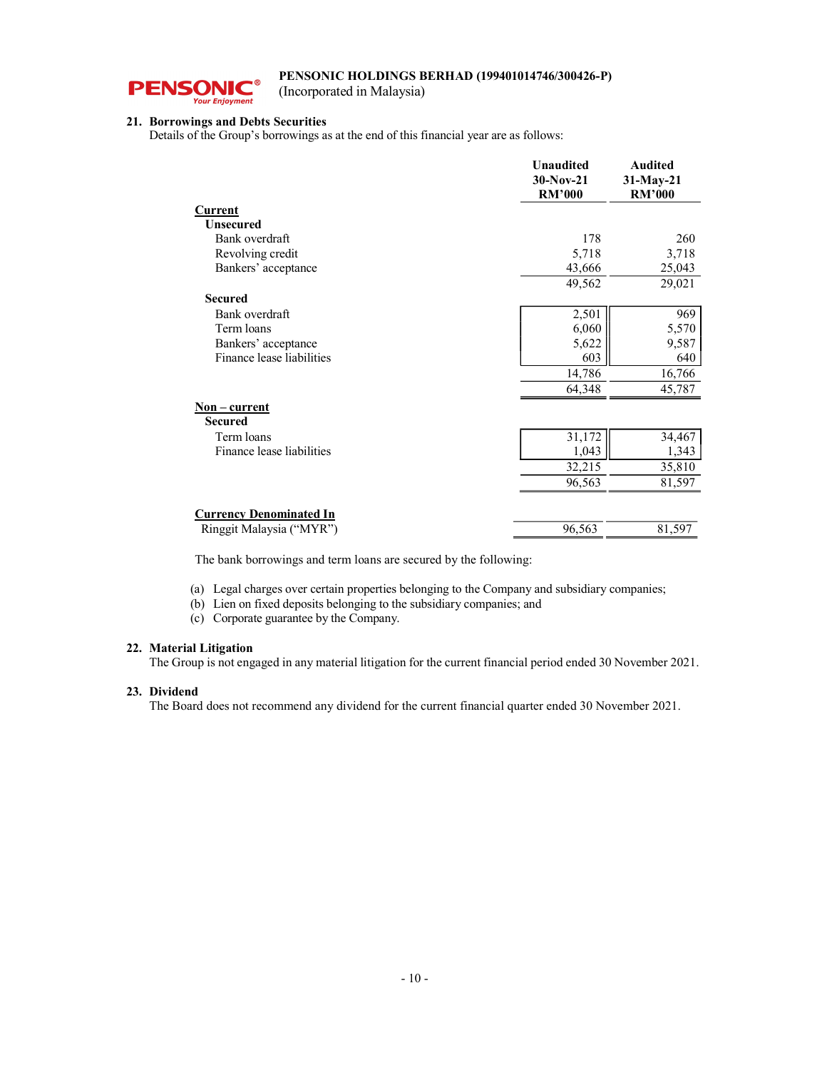## 21. Borrowings and Debts Securities

Details of the Group's borrowings as at the end of this financial year are as follows:

| | Unaudited 30-Nov-21 RM'000 | Audited 31-May-21 RM'000 |
|---|---|---|
| **Current** | | |
| **Unsecured** | | |
| Bank overdraft | 178 | 260 |
| Revolving credit | 5,718 | 3,718 |
| Bankers' acceptance | 43,666 | 25,043 |
| | 49,562 | 29,021 |
| **Secured** | | |
| Bank overdraft | 2,501 | 969 |
| Term loans | 6,060 | 5,570 |
| Bankers' acceptance | 5,622 | 9,587 |
| Finance lease liabilities | 603 | 640 |
| | 14,786 | 16,766 |
| | 64,348 | 45,787 |
| **Non – current** | | |
| **Secured** | | |
| Term loans | 31,172 | 34,467 |
| Finance lease liabilities | 1,043 | 1,343 |
| | 32,215 | 35,810 |
| | 96,563 | 81,597 |
| **Currency Denominated In** | | |
| Ringgit Malaysia ("MYR") | 96,563 | 81,597 |

The bank borrowings and term loans are secured by the following:

(a) Legal charges over certain properties belonging to the Company and subsidiary companies;
(b) Lien on fixed deposits belonging to the subsidiary companies; and
(c) Corporate guarantee by the Company.

## 22. Material Litigation

The Group is not engaged in any material litigation for the current financial period ended 30 November 2021.

## 23. Dividend

The Board does not recommend any dividend for the current financial quarter ended 30 November 2021.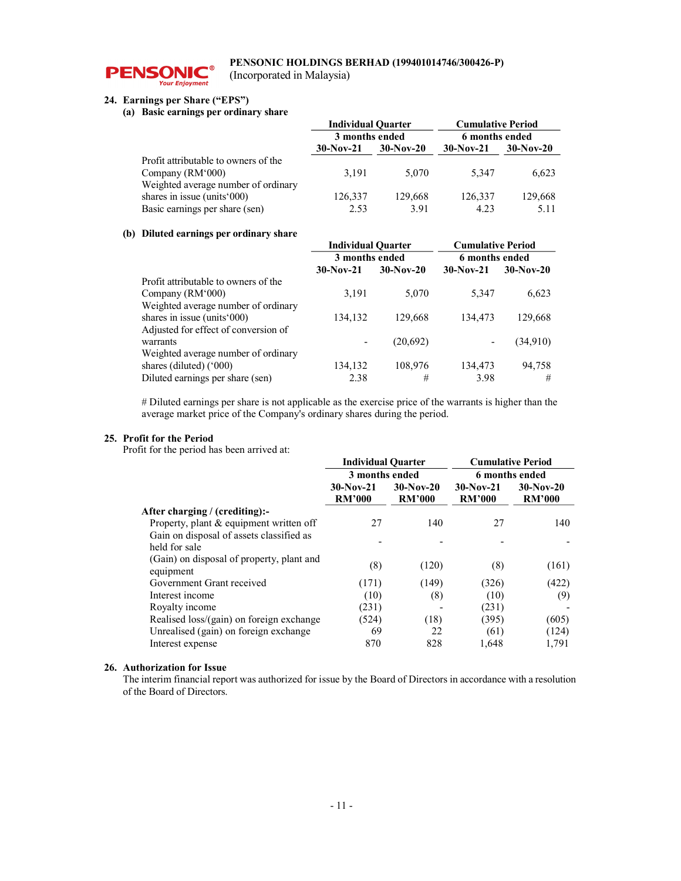**PENSONIC HOLDINGS BERHAD (199401014746/300426-P)**
(Incorporated in Malaysia)

## 24. Earnings per Share ("EPS")

### (a) Basic earnings per ordinary share

| | Individual Quarter | | Cumulative Period | |
|---|---|---|---|---|
| | 3 months ended | | 6 months ended | |
| | 30-Nov-21 | 30-Nov-20 | 30-Nov-21 | 30-Nov-20 |
| Profit attributable to owners of the Company (RM'000) | 3,191 | 5,070 | 5,347 | 6,623 |
| Weighted average number of ordinary shares in issue (units'000) | 126,337 | 129,668 | 126,337 | 129,668 |
| Basic earnings per share (sen) | 2.53 | 3.91 | 4.23 | 5.11 |

### (b) Diluted earnings per ordinary share

| | Individual Quarter | | Cumulative Period | |
|---|---|---|---|---|
| | 3 months ended | | 6 months ended | |
| | 30-Nov-21 | 30-Nov-20 | 30-Nov-21 | 30-Nov-20 |
| Profit attributable to owners of the Company (RM'000) | 3,191 | 5,070 | 5,347 | 6,623 |
| Weighted average number of ordinary shares in issue (units'000) | 134,132 | 129,668 | 134,473 | 129,668 |
| Adjusted for effect of conversion of warrants | - | (20,692) | - | (34,910) |
| Weighted average number of ordinary shares (diluted) ('000) | 134,132 | 108,976 | 134,473 | 94,758 |
| Diluted earnings per share (sen) | 2.38 | # | 3.98 | # |

# Diluted earnings per share is not applicable as the exercise price of the warrants is higher than the average market price of the Company's ordinary shares during the period.

## 25. Profit for the Period

Profit for the period has been arrived at:

| | Individual Quarter | | Cumulative Period | |
|---|---|---|---|---|
| | 3 months ended | | 6 months ended | |
| | 30-Nov-21 RM'000 | 30-Nov-20 RM'000 | 30-Nov-21 RM'000 | 30-Nov-20 RM'000 |
| **After charging / (crediting):-** | | | | |
| Property, plant & equipment written off | 27 | 140 | 27 | 140 |
| Gain on disposal of assets classified as held for sale | - | - | - | - |
| (Gain) on disposal of property, plant and equipment | (8) | (120) | (8) | (161) |
| Government Grant received | (171) | (149) | (326) | (422) |
| Interest income | (10) | (8) | (10) | (9) |
| Royalty income | (231) | - | (231) | - |
| Realised loss/(gain) on foreign exchange | (524) | (18) | (395) | (605) |
| Unrealised (gain) on foreign exchange | 69 | 22 | (61) | (124) |
| Interest expense | 870 | 828 | 1,648 | 1,791 |

## 26. Authorization for Issue

The interim financial report was authorized for issue by the Board of Directors in accordance with a resolution of the Board of Directors.